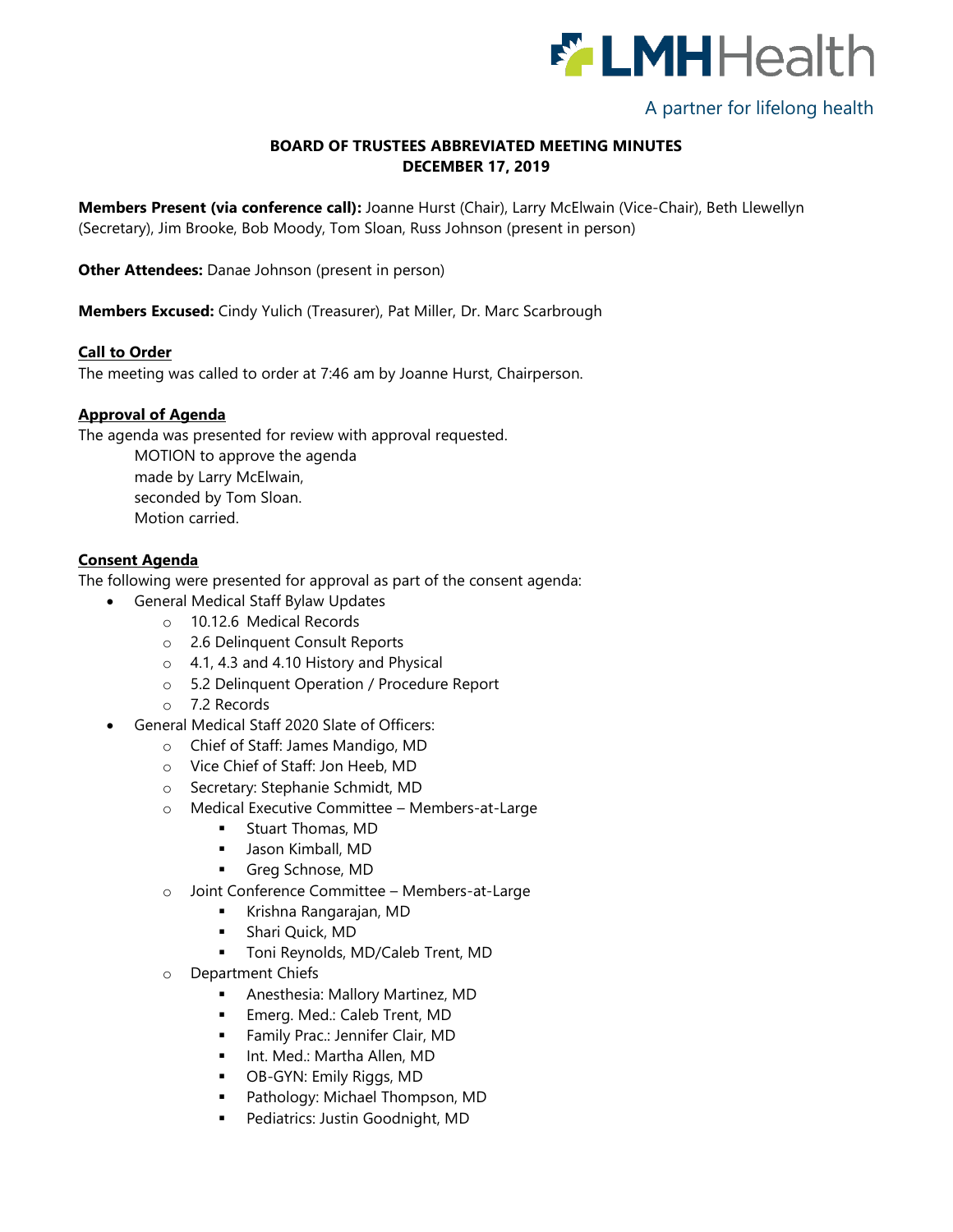LMHHealth

A partner for lifelong health

# BOARD OF TRUSTEES ABBREVIATED MEETING MINUTES
# DECEMBER 17, 2019

**Members Present (via conference call):** Joanne Hurst (Chair), Larry McElwain (Vice-Chair), Beth Llewellyn (Secretary), Jim Brooke, Bob Moody, Tom Sloan, Russ Johnson (present in person)

**Other Attendees:** Danae Johnson (present in person)

**Members Excused:** Cindy Yulich (Treasurer), Pat Miller, Dr. Marc Scarbrough

**Call to Order**

The meeting was called to order at 7:46 am by Joanne Hurst, Chairperson.

**Approval of Agenda**

The agenda was presented for review with approval requested.

MOTION to approve the agenda
made by Larry McElwain,
seconded by Tom Sloan.
Motion carried.

**Consent Agenda**

The following were presented for approval as part of the consent agenda:

- General Medical Staff Bylaw Updates
  - 10.12.6 Medical Records
  - 2.6 Delinquent Consult Reports
  - 4.1, 4.3 and 4.10 History and Physical
  - 5.2 Delinquent Operation / Procedure Report
  - 7.2 Records
- General Medical Staff 2020 Slate of Officers:
  - Chief of Staff: James Mandigo, MD
  - Vice Chief of Staff: Jon Heeb, MD
  - Secretary: Stephanie Schmidt, MD
  - Medical Executive Committee – Members-at-Large
    - Stuart Thomas, MD
    - Jason Kimball, MD
    - Greg Schnose, MD
  - Joint Conference Committee – Members-at-Large
    - Krishna Rangarajan, MD
    - Shari Quick, MD
    - Toni Reynolds, MD/Caleb Trent, MD
  - Department Chiefs
    - Anesthesia: Mallory Martinez, MD
    - Emerg. Med.: Caleb Trent, MD
    - Family Prac.: Jennifer Clair, MD
    - Int. Med.: Martha Allen, MD
    - OB-GYN: Emily Riggs, MD
    - Pathology: Michael Thompson, MD
    - Pediatrics: Justin Goodnight, MD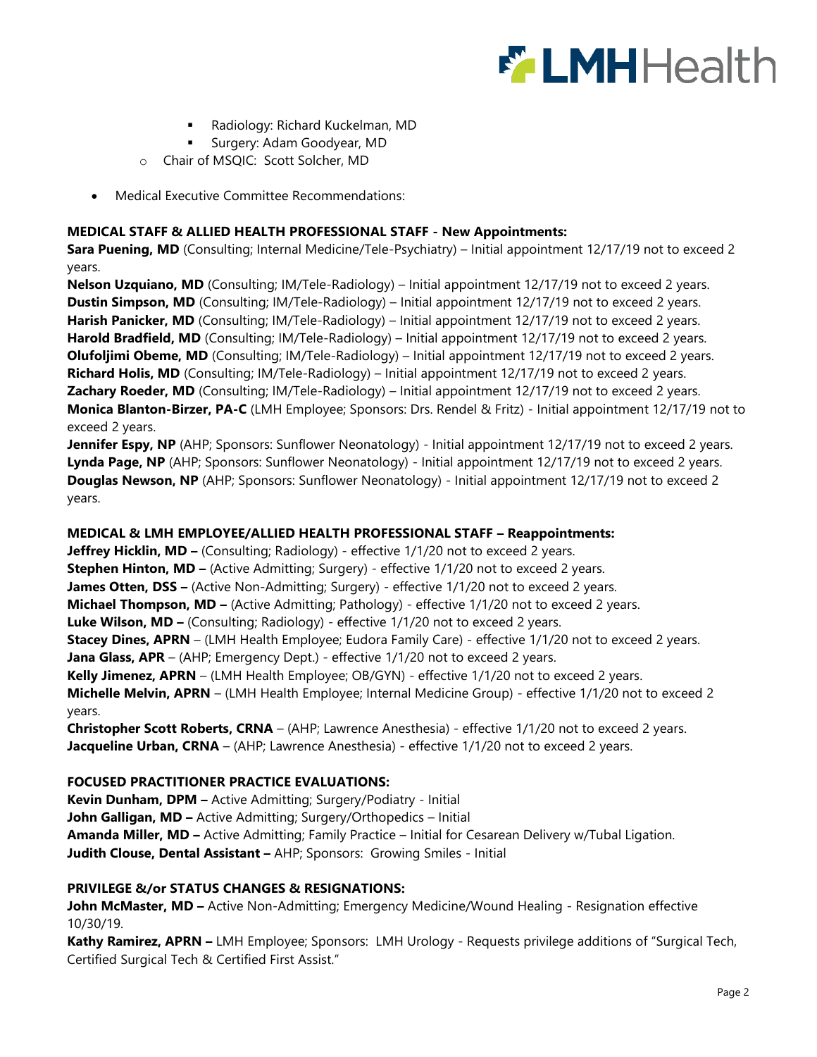- Radiology: Richard Kuckelman, MD
- Surgery: Adam Goodyear, MD

- Chair of MSQIC: Scott Solcher, MD

- Medical Executive Committee Recommendations:

**MEDICAL STAFF & ALLIED HEALTH PROFESSIONAL STAFF - New Appointments:**

**Sara Puening, MD** (Consulting; Internal Medicine/Tele-Psychiatry) – Initial appointment 12/17/19 not to exceed 2 years.
**Nelson Uzquiano, MD** (Consulting; IM/Tele-Radiology) – Initial appointment 12/17/19 not to exceed 2 years.
**Dustin Simpson, MD** (Consulting; IM/Tele-Radiology) – Initial appointment 12/17/19 not to exceed 2 years.
**Harish Panicker, MD** (Consulting; IM/Tele-Radiology) – Initial appointment 12/17/19 not to exceed 2 years.
**Harold Bradfield, MD** (Consulting; IM/Tele-Radiology) – Initial appointment 12/17/19 not to exceed 2 years.
**Olufoljimi Obeme, MD** (Consulting; IM/Tele-Radiology) – Initial appointment 12/17/19 not to exceed 2 years.
**Richard Holis, MD** (Consulting; IM/Tele-Radiology) – Initial appointment 12/17/19 not to exceed 2 years.
**Zachary Roeder, MD** (Consulting; IM/Tele-Radiology) – Initial appointment 12/17/19 not to exceed 2 years.
**Monica Blanton-Birzer, PA-C** (LMH Employee; Sponsors: Drs. Rendel & Fritz) - Initial appointment 12/17/19 not to exceed 2 years.
**Jennifer Espy, NP** (AHP; Sponsors: Sunflower Neonatology) - Initial appointment 12/17/19 not to exceed 2 years.
**Lynda Page, NP** (AHP; Sponsors: Sunflower Neonatology) - Initial appointment 12/17/19 not to exceed 2 years.
**Douglas Newson, NP** (AHP; Sponsors: Sunflower Neonatology) - Initial appointment 12/17/19 not to exceed 2 years.

**MEDICAL & LMH EMPLOYEE/ALLIED HEALTH PROFESSIONAL STAFF – Reappointments:**

**Jeffrey Hicklin, MD –** (Consulting; Radiology) - effective 1/1/20 not to exceed 2 years.
**Stephen Hinton, MD –** (Active Admitting; Surgery) - effective 1/1/20 not to exceed 2 years.
**James Otten, DSS –** (Active Non-Admitting; Surgery) - effective 1/1/20 not to exceed 2 years.
**Michael Thompson, MD –** (Active Admitting; Pathology) - effective 1/1/20 not to exceed 2 years.
**Luke Wilson, MD –** (Consulting; Radiology) - effective 1/1/20 not to exceed 2 years.
**Stacey Dines, APRN** – (LMH Health Employee; Eudora Family Care) - effective 1/1/20 not to exceed 2 years.
**Jana Glass, APR** – (AHP; Emergency Dept.) - effective 1/1/20 not to exceed 2 years.
**Kelly Jimenez, APRN** – (LMH Health Employee; OB/GYN) - effective 1/1/20 not to exceed 2 years.
**Michelle Melvin, APRN** – (LMH Health Employee; Internal Medicine Group) - effective 1/1/20 not to exceed 2 years.
**Christopher Scott Roberts, CRNA** – (AHP; Lawrence Anesthesia) - effective 1/1/20 not to exceed 2 years.
**Jacqueline Urban, CRNA** – (AHP; Lawrence Anesthesia) - effective 1/1/20 not to exceed 2 years.

**FOCUSED PRACTITIONER PRACTICE EVALUATIONS:**

**Kevin Dunham, DPM –** Active Admitting; Surgery/Podiatry - Initial
**John Galligan, MD –** Active Admitting; Surgery/Orthopedics – Initial
**Amanda Miller, MD –** Active Admitting; Family Practice – Initial for Cesarean Delivery w/Tubal Ligation.
**Judith Clouse, Dental Assistant –** AHP; Sponsors: Growing Smiles - Initial

**PRIVILEGE &/or STATUS CHANGES & RESIGNATIONS:**

**John McMaster, MD –** Active Non-Admitting; Emergency Medicine/Wound Healing - Resignation effective 10/30/19.
**Kathy Ramirez, APRN –** LMH Employee; Sponsors: LMH Urology - Requests privilege additions of "Surgical Tech, Certified Surgical Tech & Certified First Assist."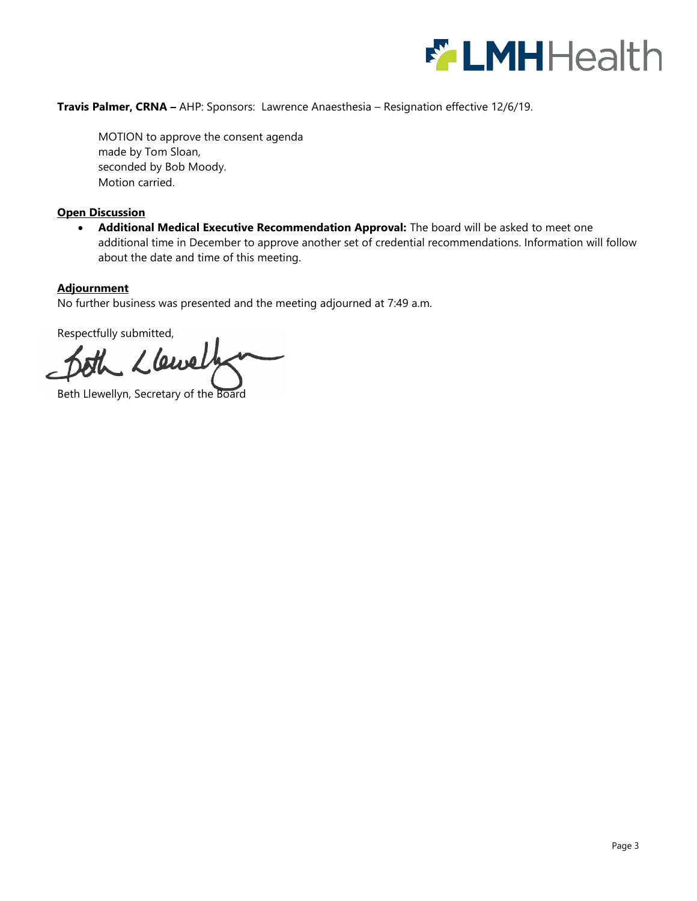**Travis Palmer, CRNA –** AHP: Sponsors: Lawrence Anaesthesia – Resignation effective 12/6/19.

MOTION to approve the consent agenda
made by Tom Sloan,
seconded by Bob Moody.
Motion carried.

**Open Discussion**

- **Additional Medical Executive Recommendation Approval:** The board will be asked to meet one additional time in December to approve another set of credential recommendations. Information will follow about the date and time of this meeting.

**Adjournment**

No further business was presented and the meeting adjourned at 7:49 a.m.

Respectfully submitted,

Beth Llewellyn, Secretary of the Board